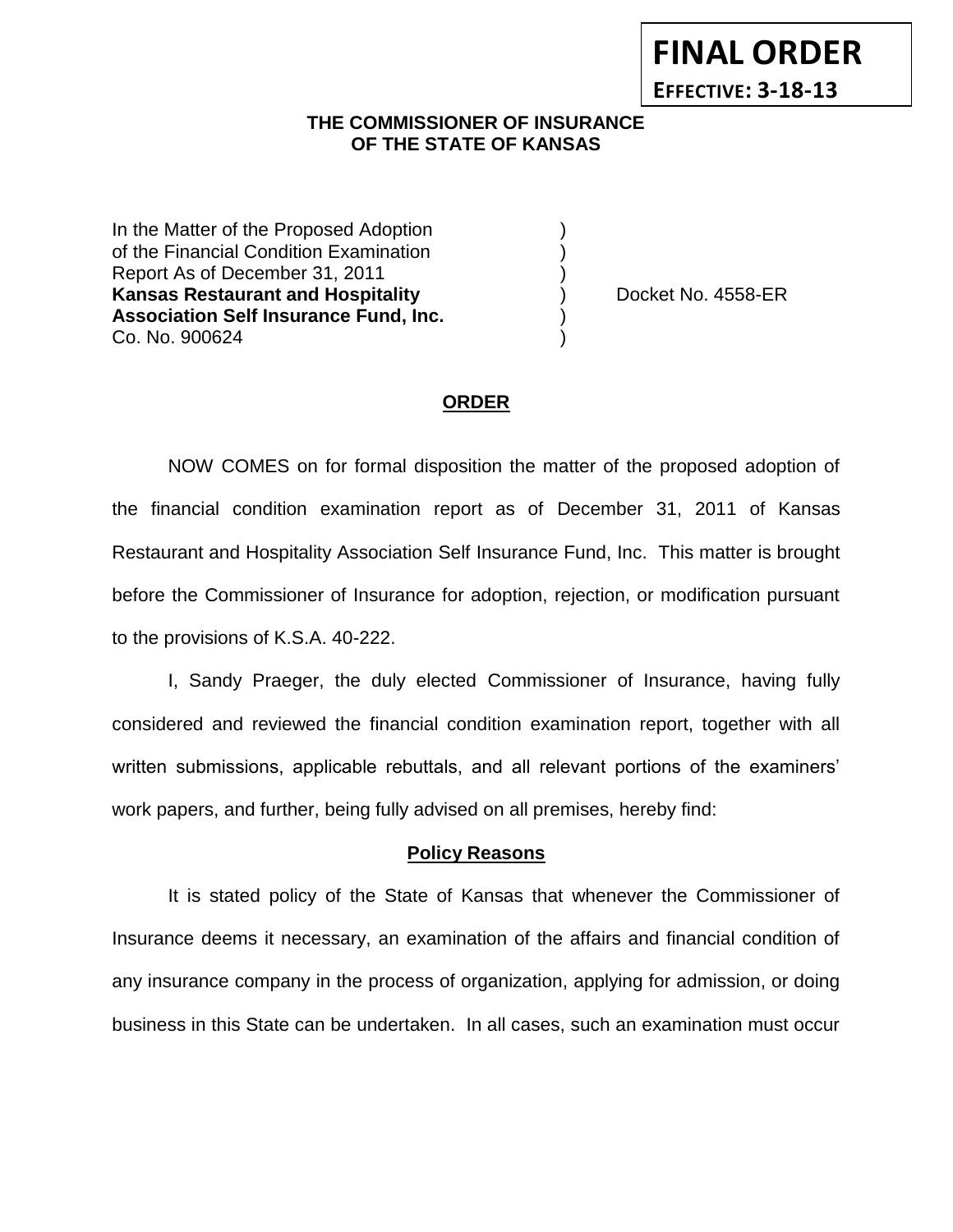**FINAL ORDER**

**EFFECTIVE: 3-18-13**

**THE COMMISSIONER OF INSURANCE
OF THE STATE OF KANSAS**

In the Matter of the Proposed Adoption )
of the Financial Condition Examination )
Report As of December 31, 2011 )
**Kansas Restaurant and Hospitality** ) Docket No. 4558-ER
**Association Self Insurance Fund, Inc.** )
Co. No. 900624 )

## ORDER

NOW COMES on for formal disposition the matter of the proposed adoption of the financial condition examination report as of December 31, 2011 of Kansas Restaurant and Hospitality Association Self Insurance Fund, Inc. This matter is brought before the Commissioner of Insurance for adoption, rejection, or modification pursuant to the provisions of K.S.A. 40-222.

I, Sandy Praeger, the duly elected Commissioner of Insurance, having fully considered and reviewed the financial condition examination report, together with all written submissions, applicable rebuttals, and all relevant portions of the examiners' work papers, and further, being fully advised on all premises, hereby find:

### Policy Reasons

It is stated policy of the State of Kansas that whenever the Commissioner of Insurance deems it necessary, an examination of the affairs and financial condition of any insurance company in the process of organization, applying for admission, or doing business in this State can be undertaken. In all cases, such an examination must occur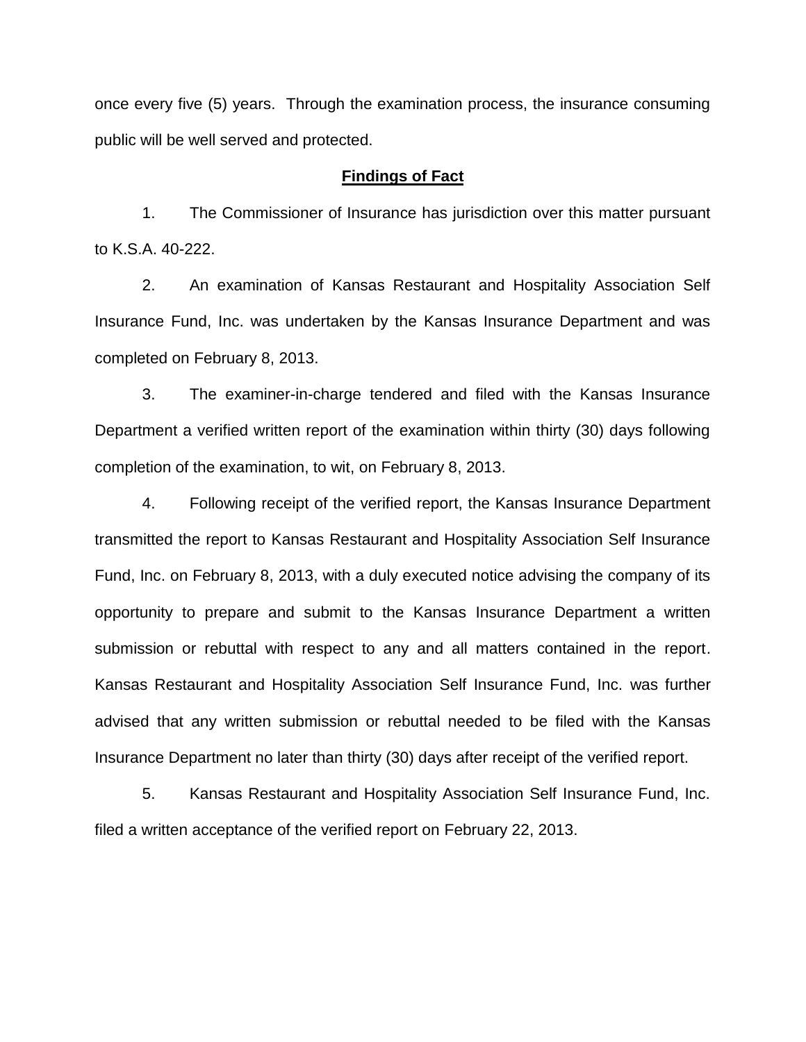once every five (5) years. Through the examination process, the insurance consuming public will be well served and protected.

## Findings of Fact

1. The Commissioner of Insurance has jurisdiction over this matter pursuant to K.S.A. 40-222.

2. An examination of Kansas Restaurant and Hospitality Association Self Insurance Fund, Inc. was undertaken by the Kansas Insurance Department and was completed on February 8, 2013.

3. The examiner-in-charge tendered and filed with the Kansas Insurance Department a verified written report of the examination within thirty (30) days following completion of the examination, to wit, on February 8, 2013.

4. Following receipt of the verified report, the Kansas Insurance Department transmitted the report to Kansas Restaurant and Hospitality Association Self Insurance Fund, Inc. on February 8, 2013, with a duly executed notice advising the company of its opportunity to prepare and submit to the Kansas Insurance Department a written submission or rebuttal with respect to any and all matters contained in the report. Kansas Restaurant and Hospitality Association Self Insurance Fund, Inc. was further advised that any written submission or rebuttal needed to be filed with the Kansas Insurance Department no later than thirty (30) days after receipt of the verified report.

5. Kansas Restaurant and Hospitality Association Self Insurance Fund, Inc. filed a written acceptance of the verified report on February 22, 2013.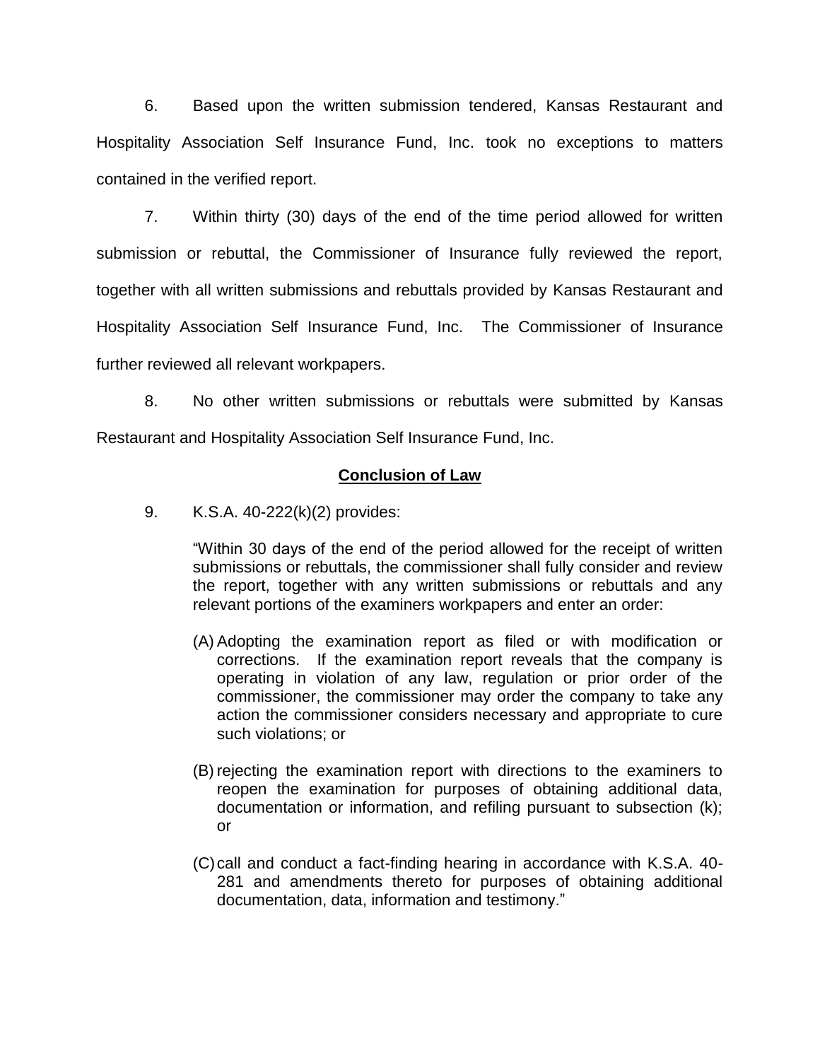6. Based upon the written submission tendered, Kansas Restaurant and Hospitality Association Self Insurance Fund, Inc. took no exceptions to matters contained in the verified report.

7. Within thirty (30) days of the end of the time period allowed for written submission or rebuttal, the Commissioner of Insurance fully reviewed the report, together with all written submissions and rebuttals provided by Kansas Restaurant and Hospitality Association Self Insurance Fund, Inc. The Commissioner of Insurance further reviewed all relevant workpapers.

8. No other written submissions or rebuttals were submitted by Kansas Restaurant and Hospitality Association Self Insurance Fund, Inc.

## **Conclusion of Law**

9. K.S.A. 40-222(k)(2) provides:

> "Within 30 days of the end of the period allowed for the receipt of written submissions or rebuttals, the commissioner shall fully consider and review the report, together with any written submissions or rebuttals and any relevant portions of the examiners workpapers and enter an order:
>
> (A) Adopting the examination report as filed or with modification or corrections. If the examination report reveals that the company is operating in violation of any law, regulation or prior order of the commissioner, the commissioner may order the company to take any action the commissioner considers necessary and appropriate to cure such violations; or
>
> (B) rejecting the examination report with directions to the examiners to reopen the examination for purposes of obtaining additional data, documentation or information, and refiling pursuant to subsection (k); or
>
> (C) call and conduct a fact-finding hearing in accordance with K.S.A. 40-281 and amendments thereto for purposes of obtaining additional documentation, data, information and testimony."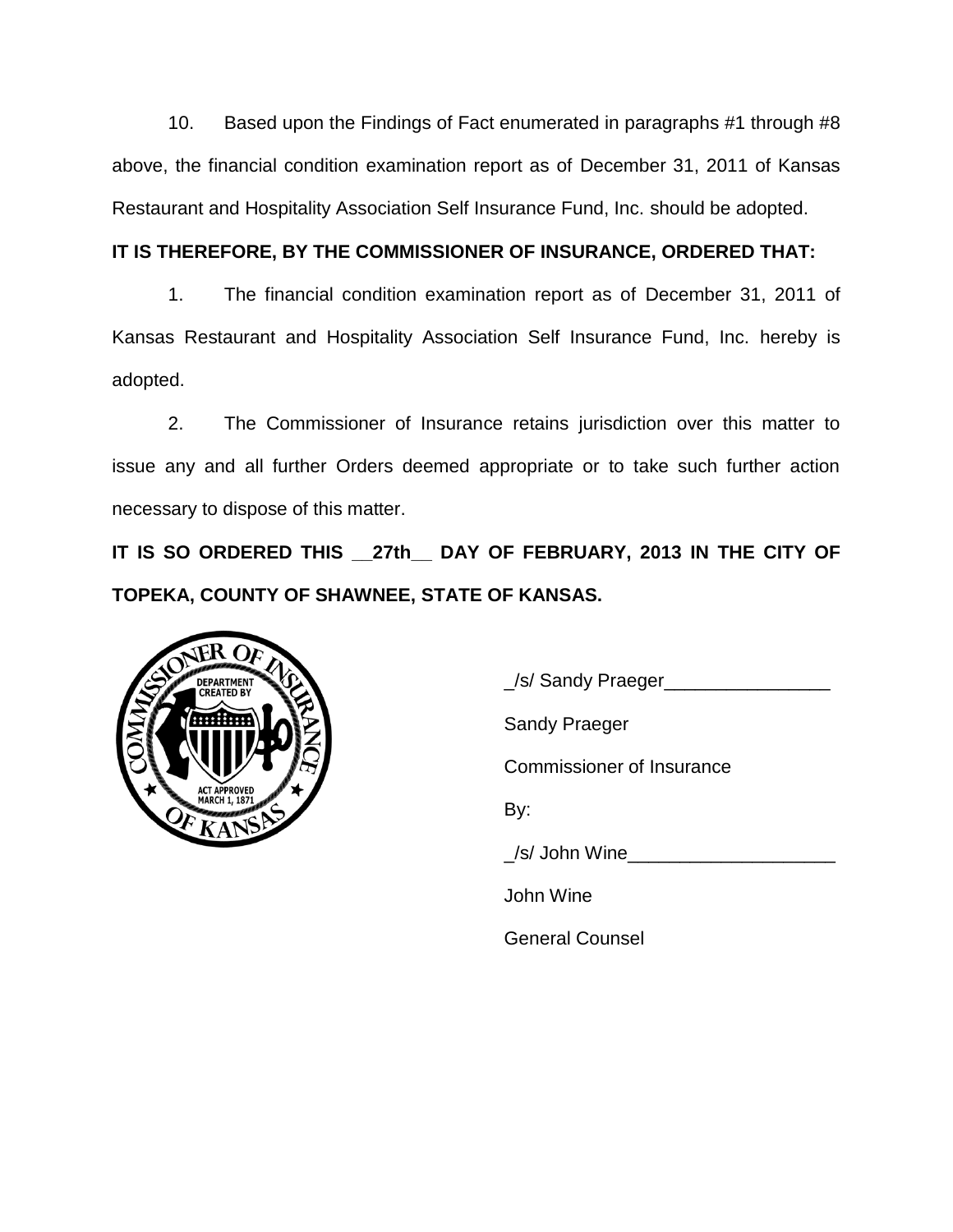10. Based upon the Findings of Fact enumerated in paragraphs #1 through #8 above, the financial condition examination report as of December 31, 2011 of Kansas Restaurant and Hospitality Association Self Insurance Fund, Inc. should be adopted.

**IT IS THEREFORE, BY THE COMMISSIONER OF INSURANCE, ORDERED THAT:**

1. The financial condition examination report as of December 31, 2011 of Kansas Restaurant and Hospitality Association Self Insurance Fund, Inc. hereby is adopted.

2. The Commissioner of Insurance retains jurisdiction over this matter to issue any and all further Orders deemed appropriate or to take such further action necessary to dispose of this matter.

**IT IS SO ORDERED THIS __27th__ DAY OF FEBRUARY, 2013 IN THE CITY OF TOPEKA, COUNTY OF SHAWNEE, STATE OF KANSAS.**

_/s/ Sandy Praeger________________

Sandy Praeger

Commissioner of Insurance

By:

_/s/ John Wine____________________

John Wine

General Counsel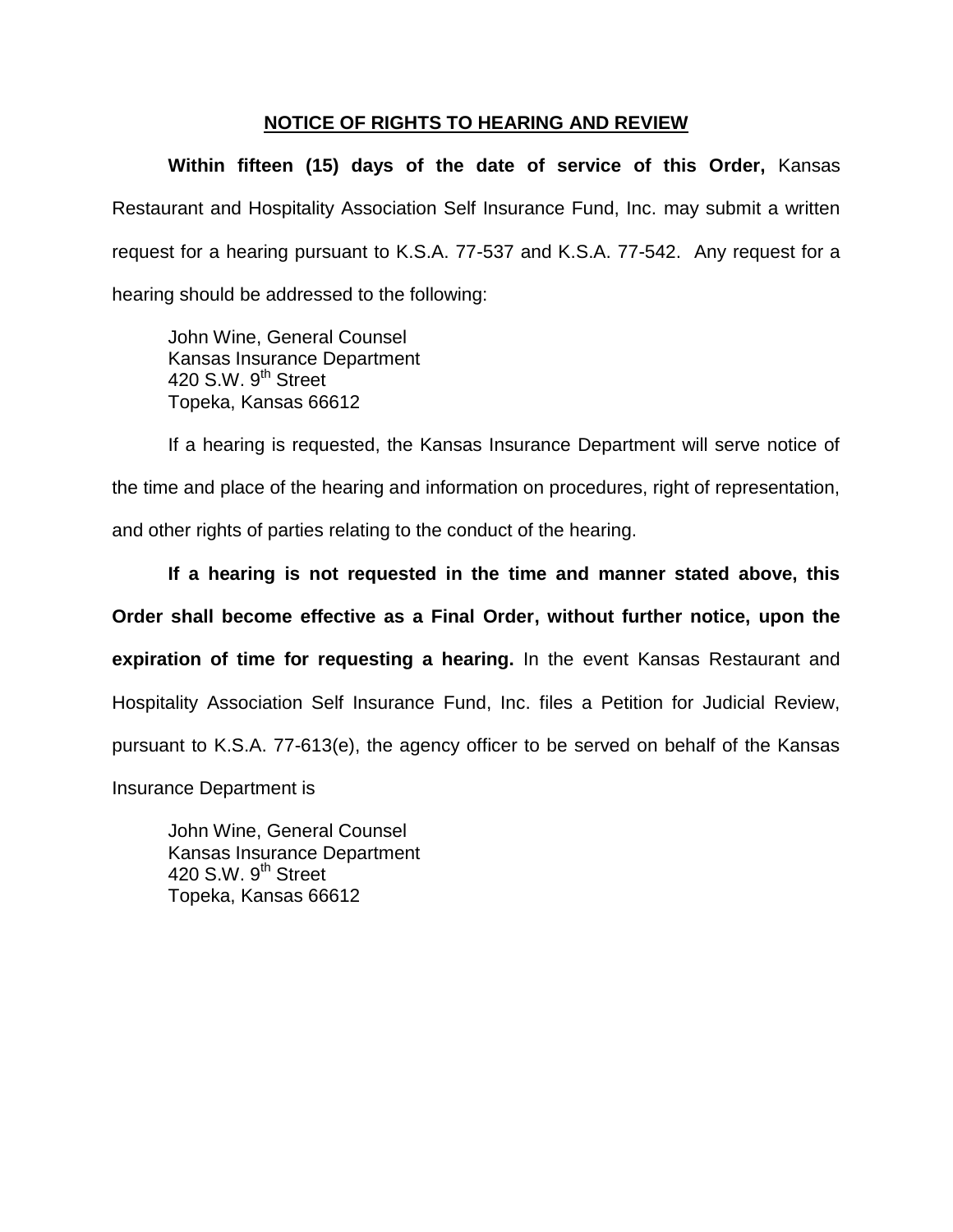## NOTICE OF RIGHTS TO HEARING AND REVIEW

**Within fifteen (15) days of the date of service of this Order,** Kansas Restaurant and Hospitality Association Self Insurance Fund, Inc. may submit a written request for a hearing pursuant to K.S.A. 77-537 and K.S.A. 77-542. Any request for a hearing should be addressed to the following:

John Wine, General Counsel
Kansas Insurance Department
420 S.W. 9th Street
Topeka, Kansas 66612

If a hearing is requested, the Kansas Insurance Department will serve notice of the time and place of the hearing and information on procedures, right of representation, and other rights of parties relating to the conduct of the hearing.

**If a hearing is not requested in the time and manner stated above, this Order shall become effective as a Final Order, without further notice, upon the expiration of time for requesting a hearing.** In the event Kansas Restaurant and Hospitality Association Self Insurance Fund, Inc. files a Petition for Judicial Review, pursuant to K.S.A. 77-613(e), the agency officer to be served on behalf of the Kansas Insurance Department is

John Wine, General Counsel
Kansas Insurance Department
420 S.W. 9th Street
Topeka, Kansas 66612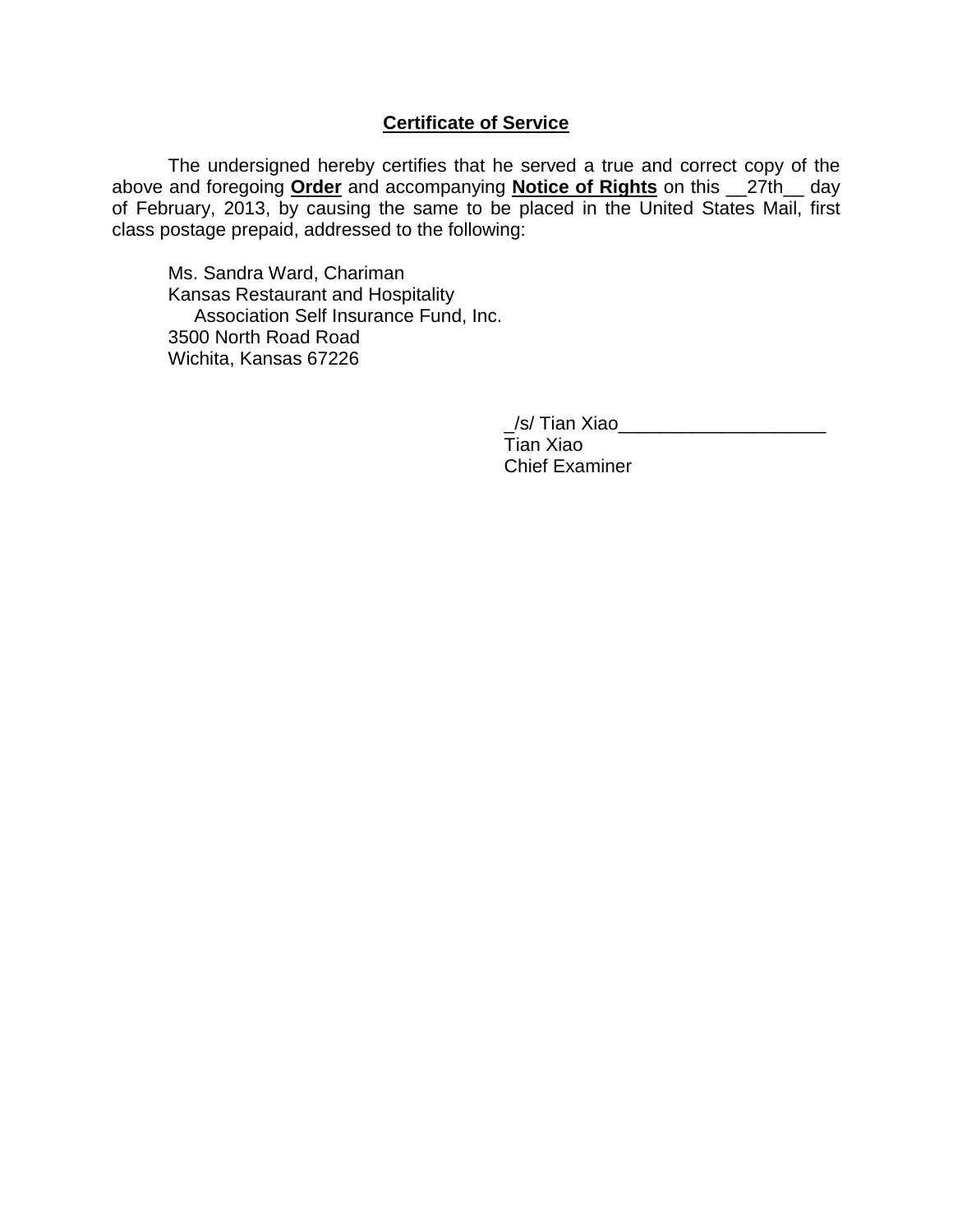**Certificate of Service**

The undersigned hereby certifies that he served a true and correct copy of the above and foregoing **Order** and accompanying **Notice of Rights** on this __27th__ day of February, 2013, by causing the same to be placed in the United States Mail, first class postage prepaid, addressed to the following:

Ms. Sandra Ward, Chariman
Kansas Restaurant and Hospitality
Association Self Insurance Fund, Inc.
3500 North Road Road
Wichita, Kansas 67226

_/s/ Tian Xiao____________________
Tian Xiao
Chief Examiner